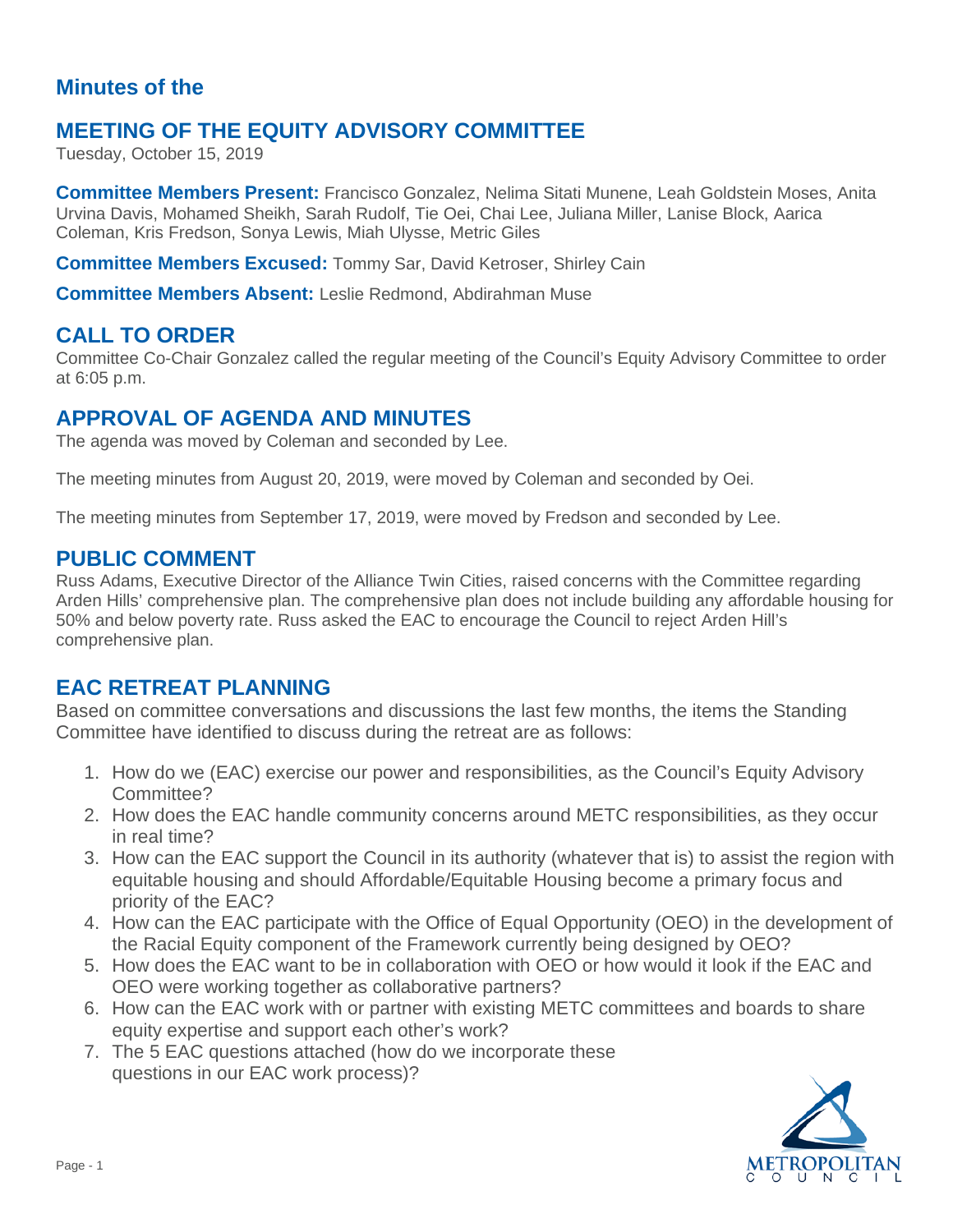## Minutes of the

# MEETING OF THE EQUITY ADVISORY COMMITTEE

Tuesday, October 15, 2019

**Committee Members Present:** Francisco Gonzalez, Nelima Sitati Munene, Leah Goldstein Moses, Anita Urvina Davis, Mohamed Sheikh, Sarah Rudolf, Tie Oei, Chai Lee, Juliana Miller, Lanise Block, Aarica Coleman, Kris Fredson, Sonya Lewis, Miah Ulysse, Metric Giles

**Committee Members Excused:** Tommy Sar, David Ketroser, Shirley Cain

**Committee Members Absent:** Leslie Redmond, Abdirahman Muse

## CALL TO ORDER

Committee Co-Chair Gonzalez called the regular meeting of the Council's Equity Advisory Committee to order at 6:05 p.m.

## APPROVAL OF AGENDA AND MINUTES

The agenda was moved by Coleman and seconded by Lee.

The meeting minutes from August 20, 2019, were moved by Coleman and seconded by Oei.

The meeting minutes from September 17, 2019, were moved by Fredson and seconded by Lee.

## PUBLIC COMMENT

Russ Adams, Executive Director of the Alliance Twin Cities, raised concerns with the Committee regarding Arden Hills' comprehensive plan. The comprehensive plan does not include building any affordable housing for 50% and below poverty rate. Russ asked the EAC to encourage the Council to reject Arden Hill's comprehensive plan.

## EAC RETREAT PLANNING

Based on committee conversations and discussions the last few months, the items the Standing Committee have identified to discuss during the retreat are as follows:

1. How do we (EAC) exercise our power and responsibilities, as the Council's Equity Advisory Committee?
2. How does the EAC handle community concerns around METC responsibilities, as they occur in real time?
3. How can the EAC support the Council in its authority (whatever that is) to assist the region with equitable housing and should Affordable/Equitable Housing become a primary focus and priority of the EAC?
4. How can the EAC participate with the Office of Equal Opportunity (OEO) in the development of the Racial Equity component of the Framework currently being designed by OEO?
5. How does the EAC want to be in collaboration with OEO or how would it look if the EAC and OEO were working together as collaborative partners?
6. How can the EAC work with or partner with existing METC committees and boards to share equity expertise and support each other's work?
7. The 5 EAC questions attached (how do we incorporate these questions in our EAC work process)?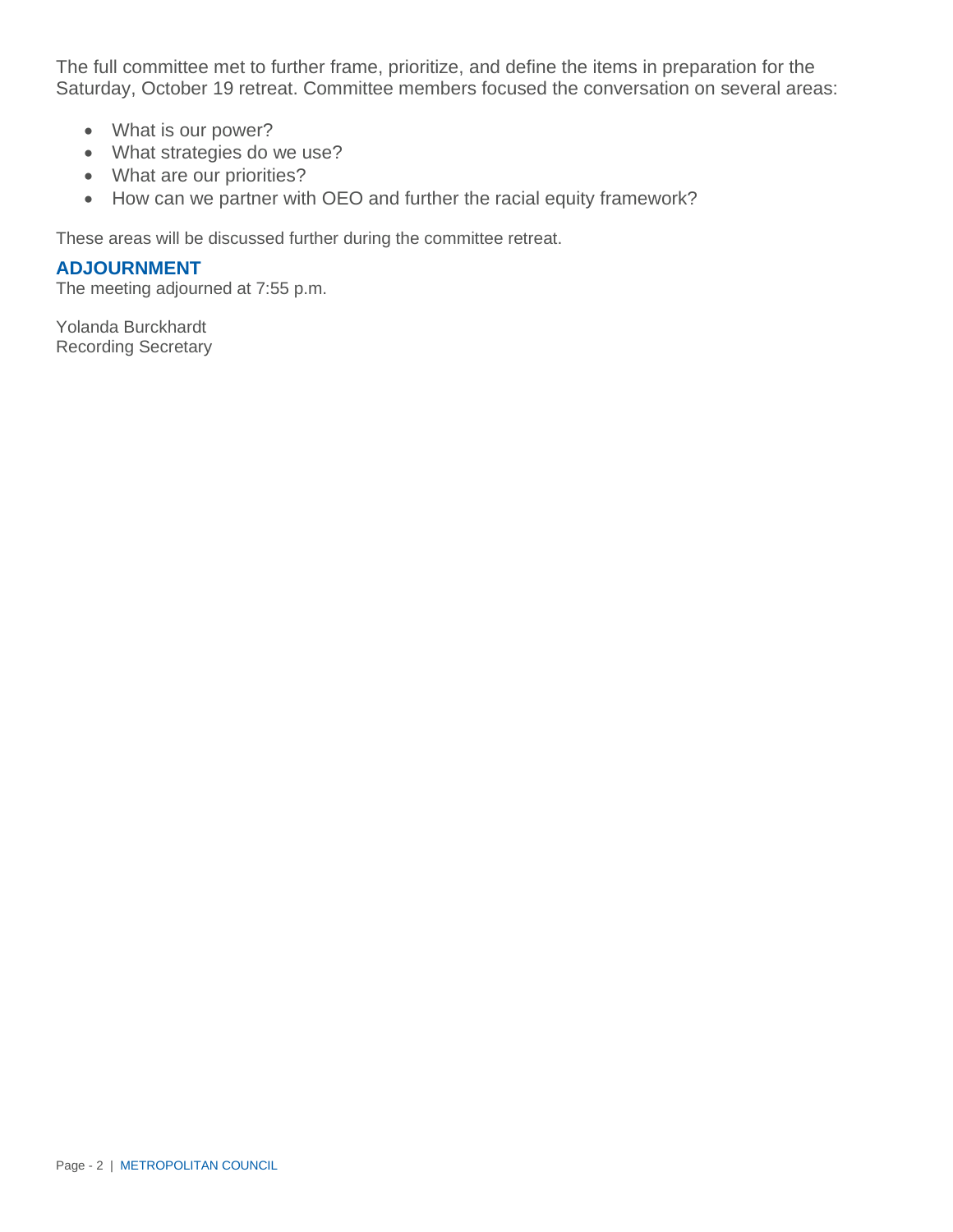The full committee met to further frame, prioritize, and define the items in preparation for the Saturday, October 19 retreat. Committee members focused the conversation on several areas:

- What is our power?
- What strategies do we use?
- What are our priorities?
- How can we partner with OEO and further the racial equity framework?

These areas will be discussed further during the committee retreat.

## ADJOURNMENT

The meeting adjourned at 7:55 p.m.

Yolanda Burckhardt
Recording Secretary